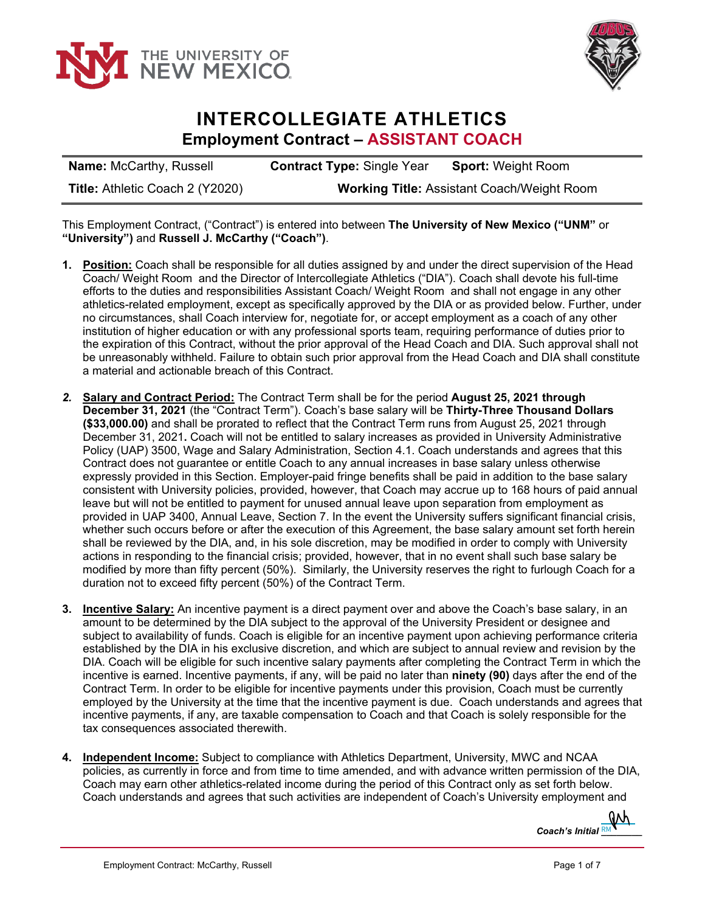# INTERCOLLEGIATE ATHLETICS

## Employment Contract – ASSISTANT COACH

| **Name:** McCarthy, Russell | **Contract Type:** Single Year | **Sport:** Weight Room |
|---|---|---|
| **Title:** Athletic Coach 2 (Y2020) | **Working Title:** Assistant Coach/Weight Room | |

This Employment Contract, ("Contract") is entered into between **The University of New Mexico ("UNM"** or **"University")** and **Russell J. McCarthy ("Coach")**.

1. **Position:** Coach shall be responsible for all duties assigned by and under the direct supervision of the Head Coach/ Weight Room and the Director of Intercollegiate Athletics ("DIA"). Coach shall devote his full-time efforts to the duties and responsibilities Assistant Coach/ Weight Room and shall not engage in any other athletics-related employment, except as specifically approved by the DIA or as provided below. Further, under no circumstances, shall Coach interview for, negotiate for, or accept employment as a coach of any other institution of higher education or with any professional sports team, requiring performance of duties prior to the expiration of this Contract, without the prior approval of the Head Coach and DIA. Such approval shall not be unreasonably withheld. Failure to obtain such prior approval from the Head Coach and DIA shall constitute a material and actionable breach of this Contract.

2. **Salary and Contract Period:** The Contract Term shall be for the period **August 25, 2021 through December 31, 2021** (the "Contract Term"). Coach's base salary will be **Thirty-Three Thousand Dollars ($33,000.00)** and shall be prorated to reflect that the Contract Term runs from August 25, 2021 through December 31, 2021**.** Coach will not be entitled to salary increases as provided in University Administrative Policy (UAP) 3500, Wage and Salary Administration, Section 4.1. Coach understands and agrees that this Contract does not guarantee or entitle Coach to any annual increases in base salary unless otherwise expressly provided in this Section. Employer-paid fringe benefits shall be paid in addition to the base salary consistent with University policies, provided, however, that Coach may accrue up to 168 hours of paid annual leave but will not be entitled to payment for unused annual leave upon separation from employment as provided in UAP 3400, Annual Leave, Section 7. In the event the University suffers significant financial crisis, whether such occurs before or after the execution of this Agreement, the base salary amount set forth herein shall be reviewed by the DIA, and, in his sole discretion, may be modified in order to comply with University actions in responding to the financial crisis; provided, however, that in no event shall such base salary be modified by more than fifty percent (50%). Similarly, the University reserves the right to furlough Coach for a duration not to exceed fifty percent (50%) of the Contract Term.

3. **Incentive Salary:** An incentive payment is a direct payment over and above the Coach's base salary, in an amount to be determined by the DIA subject to the approval of the University President or designee and subject to availability of funds. Coach is eligible for an incentive payment upon achieving performance criteria established by the DIA in his exclusive discretion, and which are subject to annual review and revision by the DIA. Coach will be eligible for such incentive salary payments after completing the Contract Term in which the incentive is earned. Incentive payments, if any, will be paid no later than **ninety (90)** days after the end of the Contract Term. In order to be eligible for incentive payments under this provision, Coach must be currently employed by the University at the time that the incentive payment is due. Coach understands and agrees that incentive payments, if any, are taxable compensation to Coach and that Coach is solely responsible for the tax consequences associated therewith.

4. **Independent Income:** Subject to compliance with Athletics Department, University, MWC and NCAA policies, as currently in force and from time to time amended, and with advance written permission of the DIA, Coach may earn other athletics-related income during the period of this Contract only as set forth below. Coach understands and agrees that such activities are independent of Coach's University employment and

*Coach's Initial* RM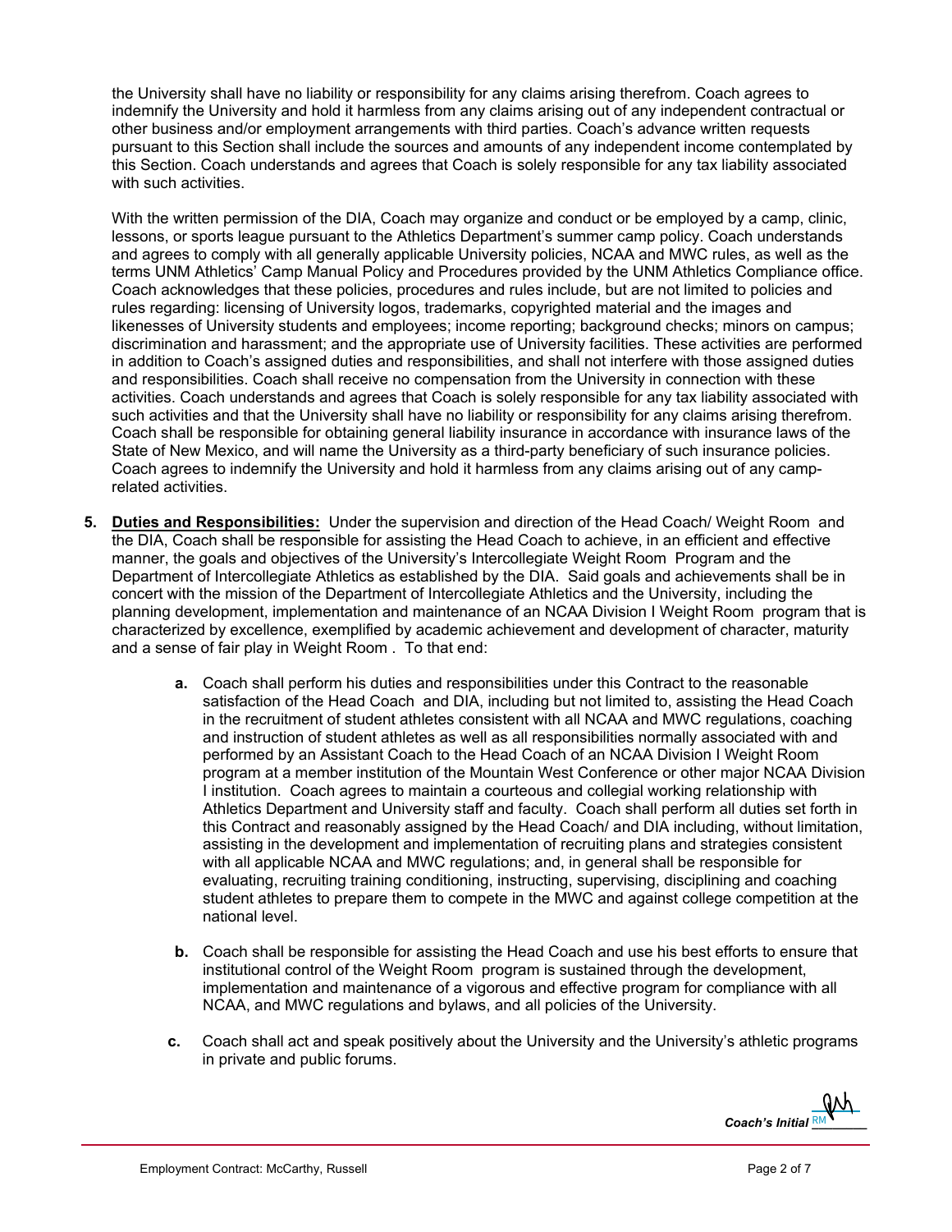the University shall have no liability or responsibility for any claims arising therefrom. Coach agrees to indemnify the University and hold it harmless from any claims arising out of any independent contractual or other business and/or employment arrangements with third parties. Coach's advance written requests pursuant to this Section shall include the sources and amounts of any independent income contemplated by this Section. Coach understands and agrees that Coach is solely responsible for any tax liability associated with such activities.

With the written permission of the DIA, Coach may organize and conduct or be employed by a camp, clinic, lessons, or sports league pursuant to the Athletics Department's summer camp policy. Coach understands and agrees to comply with all generally applicable University policies, NCAA and MWC rules, as well as the terms UNM Athletics' Camp Manual Policy and Procedures provided by the UNM Athletics Compliance office. Coach acknowledges that these policies, procedures and rules include, but are not limited to policies and rules regarding: licensing of University logos, trademarks, copyrighted material and the images and likenesses of University students and employees; income reporting; background checks; minors on campus; discrimination and harassment; and the appropriate use of University facilities. These activities are performed in addition to Coach's assigned duties and responsibilities, and shall not interfere with those assigned duties and responsibilities. Coach shall receive no compensation from the University in connection with these activities. Coach understands and agrees that Coach is solely responsible for any tax liability associated with such activities and that the University shall have no liability or responsibility for any claims arising therefrom. Coach shall be responsible for obtaining general liability insurance in accordance with insurance laws of the State of New Mexico, and will name the University as a third-party beneficiary of such insurance policies. Coach agrees to indemnify the University and hold it harmless from any claims arising out of any camp-related activities.

5. **Duties and Responsibilities:** Under the supervision and direction of the Head Coach/ Weight Room and the DIA, Coach shall be responsible for assisting the Head Coach to achieve, in an efficient and effective manner, the goals and objectives of the University's Intercollegiate Weight Room Program and the Department of Intercollegiate Athletics as established by the DIA. Said goals and achievements shall be in concert with the mission of the Department of Intercollegiate Athletics and the University, including the planning development, implementation and maintenance of an NCAA Division I Weight Room program that is characterized by excellence, exemplified by academic achievement and development of character, maturity and a sense of fair play in Weight Room . To that end:

   **a.** Coach shall perform his duties and responsibilities under this Contract to the reasonable satisfaction of the Head Coach and DIA, including but not limited to, assisting the Head Coach in the recruitment of student athletes consistent with all NCAA and MWC regulations, coaching and instruction of student athletes as well as all responsibilities normally associated with and performed by an Assistant Coach to the Head Coach of an NCAA Division I Weight Room program at a member institution of the Mountain West Conference or other major NCAA Division I institution. Coach agrees to maintain a courteous and collegial working relationship with Athletics Department and University staff and faculty. Coach shall perform all duties set forth in this Contract and reasonably assigned by the Head Coach/ and DIA including, without limitation, assisting in the development and implementation of recruiting plans and strategies consistent with all applicable NCAA and MWC regulations; and, in general shall be responsible for evaluating, recruiting training conditioning, instructing, supervising, disciplining and coaching student athletes to prepare them to compete in the MWC and against college competition at the national level.

   **b.** Coach shall be responsible for assisting the Head Coach and use his best efforts to ensure that institutional control of the Weight Room program is sustained through the development, implementation and maintenance of a vigorous and effective program for compliance with all NCAA, and MWC regulations and bylaws, and all policies of the University.

   **c.** Coach shall act and speak positively about the University and the University's athletic programs in private and public forums.

*Coach's Initial* RM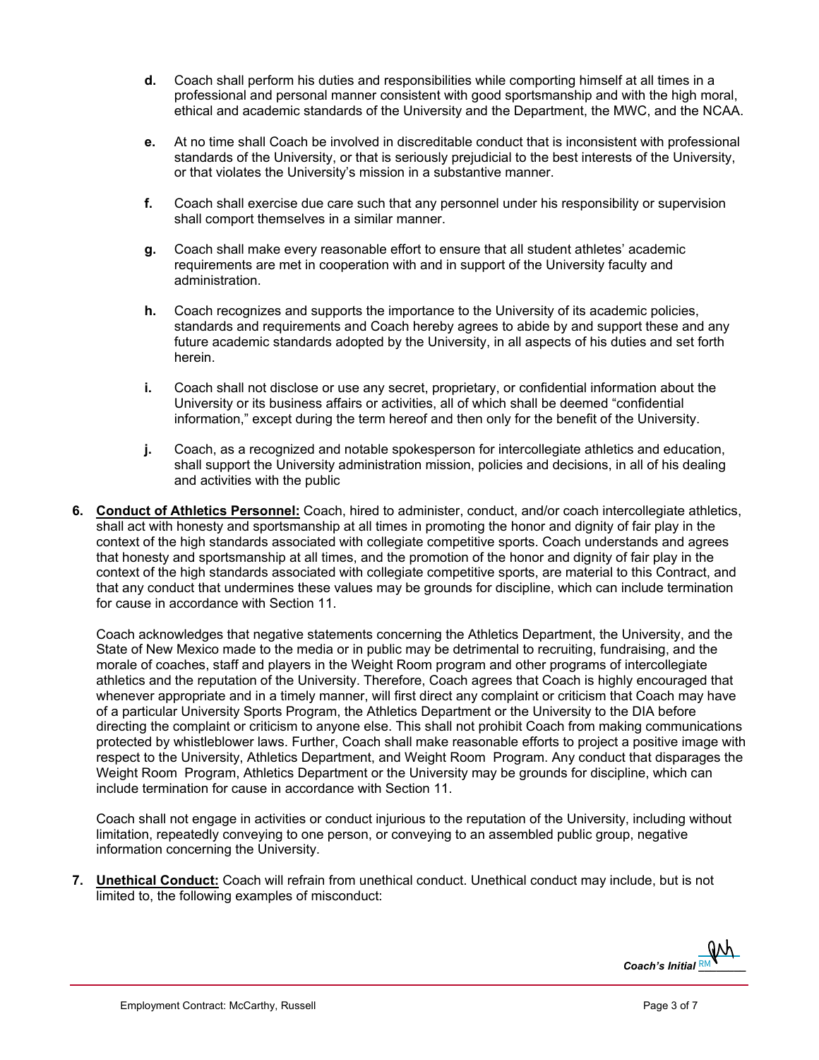**d.** Coach shall perform his duties and responsibilities while comporting himself at all times in a professional and personal manner consistent with good sportsmanship and with the high moral, ethical and academic standards of the University and the Department, the MWC, and the NCAA.

**e.** At no time shall Coach be involved in discreditable conduct that is inconsistent with professional standards of the University, or that is seriously prejudicial to the best interests of the University, or that violates the University's mission in a substantive manner.

**f.** Coach shall exercise due care such that any personnel under his responsibility or supervision shall comport themselves in a similar manner.

**g.** Coach shall make every reasonable effort to ensure that all student athletes' academic requirements are met in cooperation with and in support of the University faculty and administration.

**h.** Coach recognizes and supports the importance to the University of its academic policies, standards and requirements and Coach hereby agrees to abide by and support these and any future academic standards adopted by the University, in all aspects of his duties and set forth herein.

**i.** Coach shall not disclose or use any secret, proprietary, or confidential information about the University or its business affairs or activities, all of which shall be deemed "confidential information," except during the term hereof and then only for the benefit of the University.

**j.** Coach, as a recognized and notable spokesperson for intercollegiate athletics and education, shall support the University administration mission, policies and decisions, in all of his dealing and activities with the public

**6.** **<u>Conduct of Athletics Personnel:</u>** Coach, hired to administer, conduct, and/or coach intercollegiate athletics, shall act with honesty and sportsmanship at all times in promoting the honor and dignity of fair play in the context of the high standards associated with collegiate competitive sports. Coach understands and agrees that honesty and sportsmanship at all times, and the promotion of the honor and dignity of fair play in the context of the high standards associated with collegiate competitive sports, are material to this Contract, and that any conduct that undermines these values may be grounds for discipline, which can include termination for cause in accordance with Section 11.

Coach acknowledges that negative statements concerning the Athletics Department, the University, and the State of New Mexico made to the media or in public may be detrimental to recruiting, fundraising, and the morale of coaches, staff and players in the Weight Room program and other programs of intercollegiate athletics and the reputation of the University. Therefore, Coach agrees that Coach is highly encouraged that whenever appropriate and in a timely manner, will first direct any complaint or criticism that Coach may have of a particular University Sports Program, the Athletics Department or the University to the DIA before directing the complaint or criticism to anyone else. This shall not prohibit Coach from making communications protected by whistleblower laws. Further, Coach shall make reasonable efforts to project a positive image with respect to the University, Athletics Department, and Weight Room Program. Any conduct that disparages the Weight Room Program, Athletics Department or the University may be grounds for discipline, which can include termination for cause in accordance with Section 11.

Coach shall not engage in activities or conduct injurious to the reputation of the University, including without limitation, repeatedly conveying to one person, or conveying to an assembled public group, negative information concerning the University.

**7.** **<u>Unethical Conduct:</u>** Coach will refrain from unethical conduct. Unethical conduct may include, but is not limited to, the following examples of misconduct:

***Coach's Initial*** RM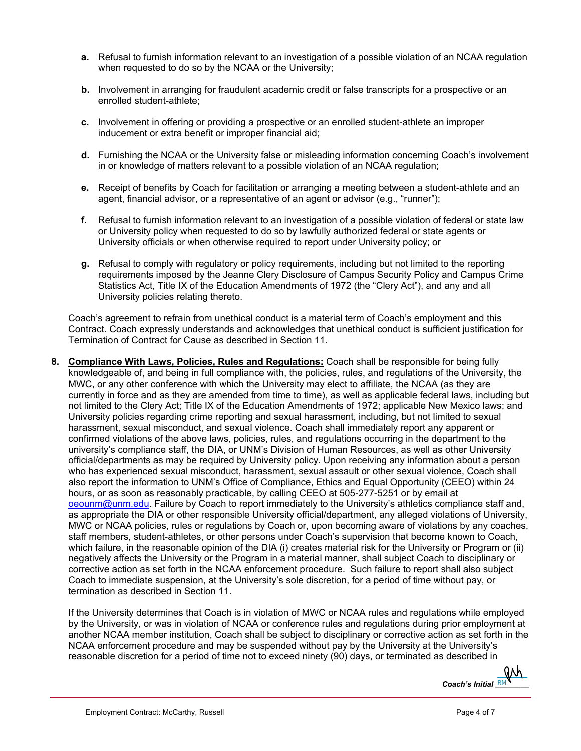a. Refusal to furnish information relevant to an investigation of a possible violation of an NCAA regulation when requested to do so by the NCAA or the University;

b. Involvement in arranging for fraudulent academic credit or false transcripts for a prospective or an enrolled student-athlete;

c. Involvement in offering or providing a prospective or an enrolled student-athlete an improper inducement or extra benefit or improper financial aid;

d. Furnishing the NCAA or the University false or misleading information concerning Coach's involvement in or knowledge of matters relevant to a possible violation of an NCAA regulation;

e. Receipt of benefits by Coach for facilitation or arranging a meeting between a student-athlete and an agent, financial advisor, or a representative of an agent or advisor (e.g., "runner");

f. Refusal to furnish information relevant to an investigation of a possible violation of federal or state law or University policy when requested to do so by lawfully authorized federal or state agents or University officials or when otherwise required to report under University policy; or

g. Refusal to comply with regulatory or policy requirements, including but not limited to the reporting requirements imposed by the Jeanne Clery Disclosure of Campus Security Policy and Campus Crime Statistics Act, Title IX of the Education Amendments of 1972 (the "Clery Act"), and any and all University policies relating thereto.

Coach's agreement to refrain from unethical conduct is a material term of Coach's employment and this Contract. Coach expressly understands and acknowledges that unethical conduct is sufficient justification for Termination of Contract for Cause as described in Section 11.

8. **Compliance With Laws, Policies, Rules and Regulations:** Coach shall be responsible for being fully knowledgeable of, and being in full compliance with, the policies, rules, and regulations of the University, the MWC, or any other conference with which the University may elect to affiliate, the NCAA (as they are currently in force and as they are amended from time to time), as well as applicable federal laws, including but not limited to the Clery Act; Title IX of the Education Amendments of 1972; applicable New Mexico laws; and University policies regarding crime reporting and sexual harassment, including, but not limited to sexual harassment, sexual misconduct, and sexual violence. Coach shall immediately report any apparent or confirmed violations of the above laws, policies, rules, and regulations occurring in the department to the university's compliance staff, the DIA, or UNM's Division of Human Resources, as well as other University official/departments as may be required by University policy. Upon receiving any information about a person who has experienced sexual misconduct, harassment, sexual assault or other sexual violence, Coach shall also report the information to UNM's Office of Compliance, Ethics and Equal Opportunity (CEEO) within 24 hours, or as soon as reasonably practicable, by calling CEEO at 505-277-5251 or by email at oeounm@unm.edu. Failure by Coach to report immediately to the University's athletics compliance staff and, as appropriate the DIA or other responsible University official/department, any alleged violations of University, MWC or NCAA policies, rules or regulations by Coach or, upon becoming aware of violations by any coaches, staff members, student-athletes, or other persons under Coach's supervision that become known to Coach, which failure, in the reasonable opinion of the DIA (i) creates material risk for the University or Program or (ii) negatively affects the University or the Program in a material manner, shall subject Coach to disciplinary or corrective action as set forth in the NCAA enforcement procedure. Such failure to report shall also subject Coach to immediate suspension, at the University's sole discretion, for a period of time without pay, or termination as described in Section 11.

If the University determines that Coach is in violation of MWC or NCAA rules and regulations while employed by the University, or was in violation of NCAA or conference rules and regulations during prior employment at another NCAA member institution, Coach shall be subject to disciplinary or corrective action as set forth in the NCAA enforcement procedure and may be suspended without pay by the University at the University's reasonable discretion for a period of time not to exceed ninety (90) days, or terminated as described in

*Coach's Initial* RM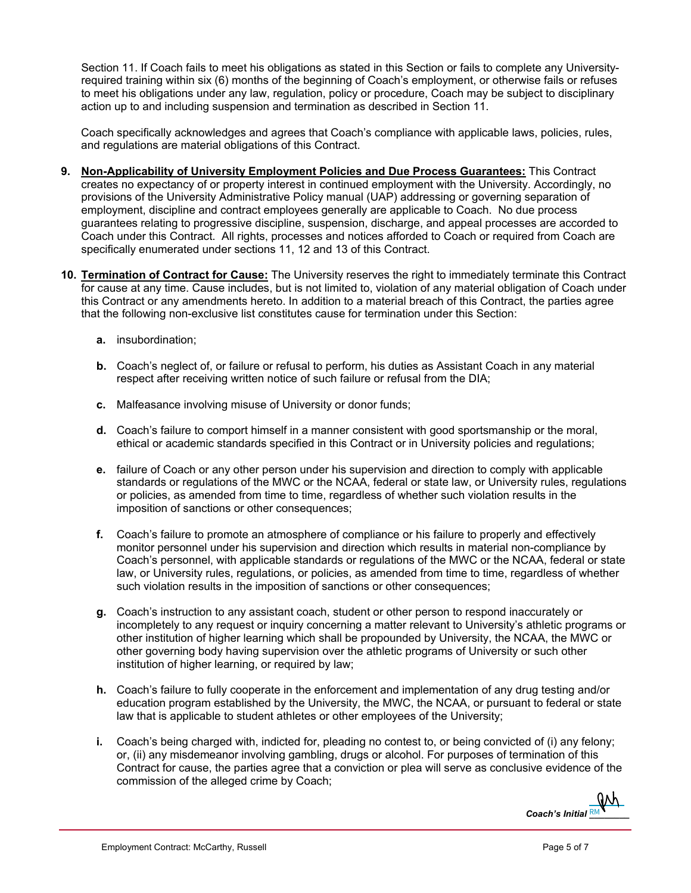Section 11. If Coach fails to meet his obligations as stated in this Section or fails to complete any University-required training within six (6) months of the beginning of Coach's employment, or otherwise fails or refuses to meet his obligations under any law, regulation, policy or procedure, Coach may be subject to disciplinary action up to and including suspension and termination as described in Section 11.

Coach specifically acknowledges and agrees that Coach's compliance with applicable laws, policies, rules, and regulations are material obligations of this Contract.

9. **Non-Applicability of University Employment Policies and Due Process Guarantees:** This Contract creates no expectancy of or property interest in continued employment with the University. Accordingly, no provisions of the University Administrative Policy manual (UAP) addressing or governing separation of employment, discipline and contract employees generally are applicable to Coach. No due process guarantees relating to progressive discipline, suspension, discharge, and appeal processes are accorded to Coach under this Contract. All rights, processes and notices afforded to Coach or required from Coach are specifically enumerated under sections 11, 12 and 13 of this Contract.

10. **Termination of Contract for Cause:** The University reserves the right to immediately terminate this Contract for cause at any time. Cause includes, but is not limited to, violation of any material obligation of Coach under this Contract or any amendments hereto. In addition to a material breach of this Contract, the parties agree that the following non-exclusive list constitutes cause for termination under this Section:

    **a.** insubordination;

    **b.** Coach's neglect of, or failure or refusal to perform, his duties as Assistant Coach in any material respect after receiving written notice of such failure or refusal from the DIA;

    **c.** Malfeasance involving misuse of University or donor funds;

    **d.** Coach's failure to comport himself in a manner consistent with good sportsmanship or the moral, ethical or academic standards specified in this Contract or in University policies and regulations;

    **e.** failure of Coach or any other person under his supervision and direction to comply with applicable standards or regulations of the MWC or the NCAA, federal or state law, or University rules, regulations or policies, as amended from time to time, regardless of whether such violation results in the imposition of sanctions or other consequences;

    **f.** Coach's failure to promote an atmosphere of compliance or his failure to properly and effectively monitor personnel under his supervision and direction which results in material non-compliance by Coach's personnel, with applicable standards or regulations of the MWC or the NCAA, federal or state law, or University rules, regulations, or policies, as amended from time to time, regardless of whether such violation results in the imposition of sanctions or other consequences;

    **g.** Coach's instruction to any assistant coach, student or other person to respond inaccurately or incompletely to any request or inquiry concerning a matter relevant to University's athletic programs or other institution of higher learning which shall be propounded by University, the NCAA, the MWC or other governing body having supervision over the athletic programs of University or such other institution of higher learning, or required by law;

    **h.** Coach's failure to fully cooperate in the enforcement and implementation of any drug testing and/or education program established by the University, the MWC, the NCAA, or pursuant to federal or state law that is applicable to student athletes or other employees of the University;

    **i.** Coach's being charged with, indicted for, pleading no contest to, or being convicted of (i) any felony; or, (ii) any misdemeanor involving gambling, drugs or alcohol. For purposes of termination of this Contract for cause, the parties agree that a conviction or plea will serve as conclusive evidence of the commission of the alleged crime by Coach;

*Coach's Initial* RM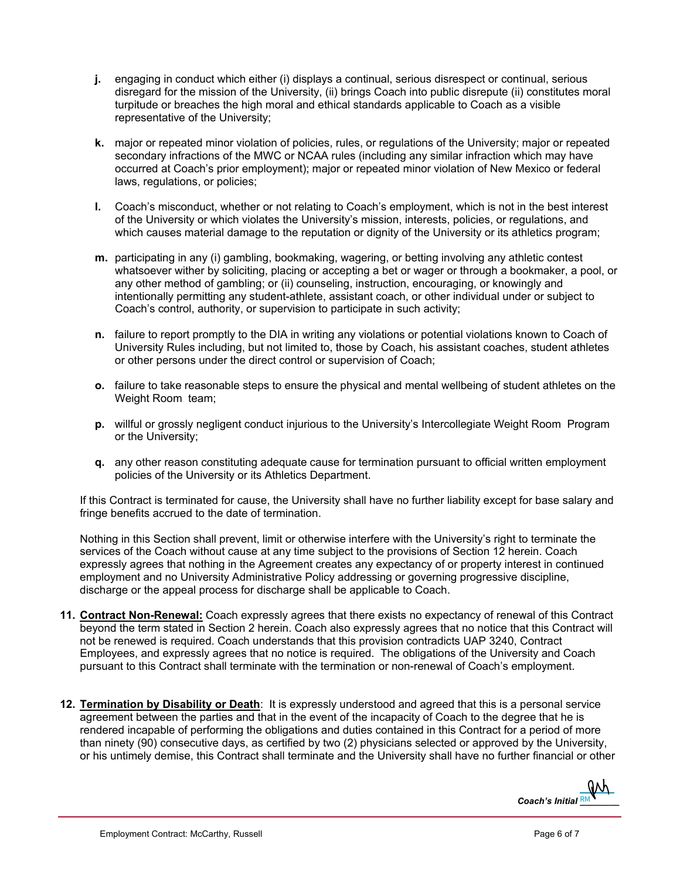**j.** engaging in conduct which either (i) displays a continual, serious disrespect or continual, serious disregard for the mission of the University, (ii) brings Coach into public disrepute (ii) constitutes moral turpitude or breaches the high moral and ethical standards applicable to Coach as a visible representative of the University;

**k.** major or repeated minor violation of policies, rules, or regulations of the University; major or repeated secondary infractions of the MWC or NCAA rules (including any similar infraction which may have occurred at Coach's prior employment); major or repeated minor violation of New Mexico or federal laws, regulations, or policies;

**l.** Coach's misconduct, whether or not relating to Coach's employment, which is not in the best interest of the University or which violates the University's mission, interests, policies, or regulations, and which causes material damage to the reputation or dignity of the University or its athletics program;

**m.** participating in any (i) gambling, bookmaking, wagering, or betting involving any athletic contest whatsoever wither by soliciting, placing or accepting a bet or wager or through a bookmaker, a pool, or any other method of gambling; or (ii) counseling, instruction, encouraging, or knowingly and intentionally permitting any student-athlete, assistant coach, or other individual under or subject to Coach's control, authority, or supervision to participate in such activity;

**n.** failure to report promptly to the DIA in writing any violations or potential violations known to Coach of University Rules including, but not limited to, those by Coach, his assistant coaches, student athletes or other persons under the direct control or supervision of Coach;

**o.** failure to take reasonable steps to ensure the physical and mental wellbeing of student athletes on the Weight Room team;

**p.** willful or grossly negligent conduct injurious to the University's Intercollegiate Weight Room Program or the University;

**q.** any other reason constituting adequate cause for termination pursuant to official written employment policies of the University or its Athletics Department.

If this Contract is terminated for cause, the University shall have no further liability except for base salary and fringe benefits accrued to the date of termination.

Nothing in this Section shall prevent, limit or otherwise interfere with the University's right to terminate the services of the Coach without cause at any time subject to the provisions of Section 12 herein. Coach expressly agrees that nothing in the Agreement creates any expectancy of or property interest in continued employment and no University Administrative Policy addressing or governing progressive discipline, discharge or the appeal process for discharge shall be applicable to Coach.

**11. Contract Non-Renewal:** Coach expressly agrees that there exists no expectancy of renewal of this Contract beyond the term stated in Section 2 herein. Coach also expressly agrees that no notice that this Contract will not be renewed is required. Coach understands that this provision contradicts UAP 3240, Contract Employees, and expressly agrees that no notice is required. The obligations of the University and Coach pursuant to this Contract shall terminate with the termination or non-renewal of Coach's employment.

**12. Termination by Disability or Death**: It is expressly understood and agreed that this is a personal service agreement between the parties and that in the event of the incapacity of Coach to the degree that he is rendered incapable of performing the obligations and duties contained in this Contract for a period of more than ninety (90) consecutive days, as certified by two (2) physicians selected or approved by the University, or his untimely demise, this Contract shall terminate and the University shall have no further financial or other

*Coach's Initial* RM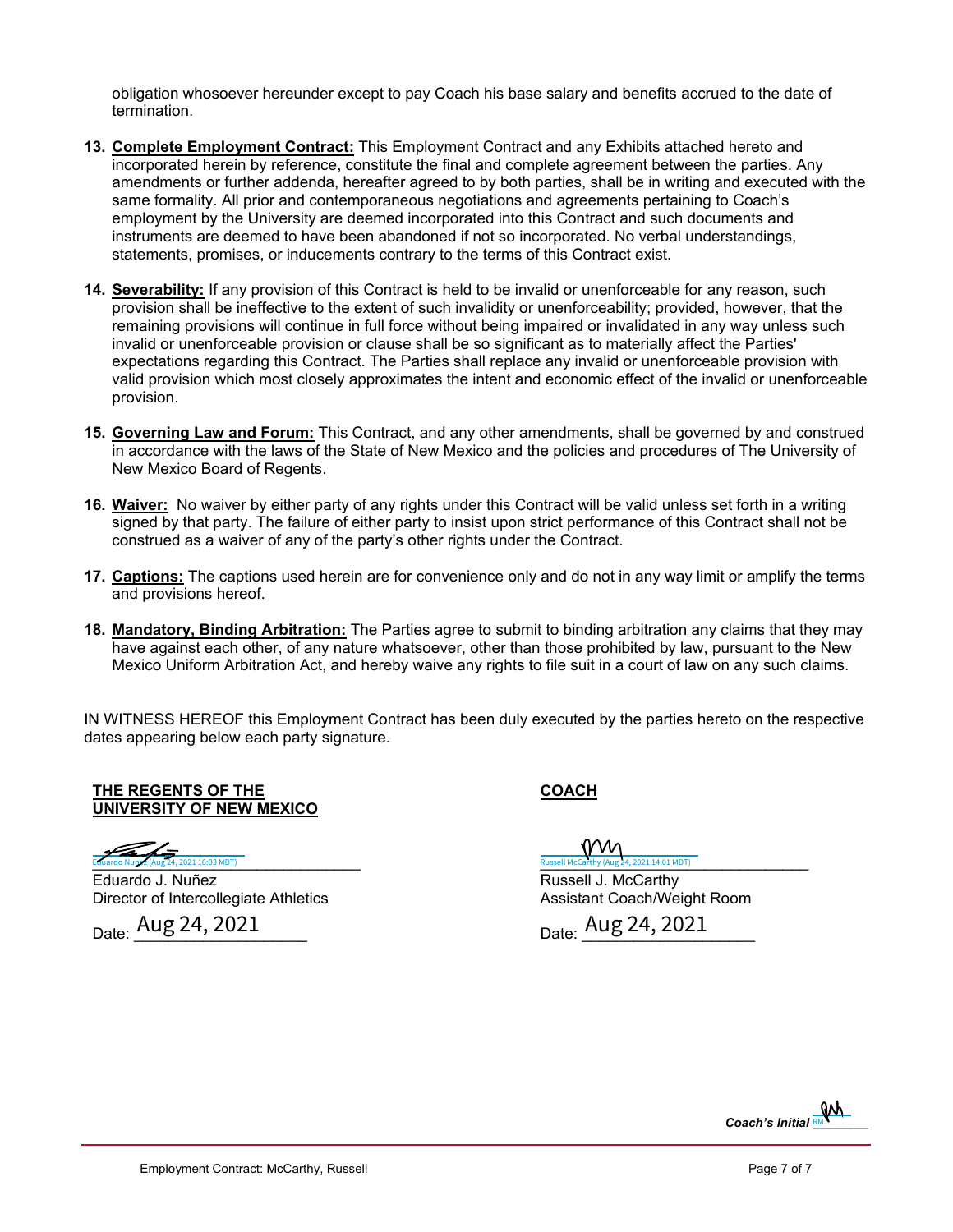obligation whosoever hereunder except to pay Coach his base salary and benefits accrued to the date of termination.

13. **Complete Employment Contract:** This Employment Contract and any Exhibits attached hereto and incorporated herein by reference, constitute the final and complete agreement between the parties. Any amendments or further addenda, hereafter agreed to by both parties, shall be in writing and executed with the same formality. All prior and contemporaneous negotiations and agreements pertaining to Coach's employment by the University are deemed incorporated into this Contract and such documents and instruments are deemed to have been abandoned if not so incorporated. No verbal understandings, statements, promises, or inducements contrary to the terms of this Contract exist.

14. **Severability:** If any provision of this Contract is held to be invalid or unenforceable for any reason, such provision shall be ineffective to the extent of such invalidity or unenforceability; provided, however, that the remaining provisions will continue in full force without being impaired or invalidated in any way unless such invalid or unenforceable provision or clause shall be so significant as to materially affect the Parties' expectations regarding this Contract. The Parties shall replace any invalid or unenforceable provision with valid provision which most closely approximates the intent and economic effect of the invalid or unenforceable provision.

15. **Governing Law and Forum:** This Contract, and any other amendments, shall be governed by and construed in accordance with the laws of the State of New Mexico and the policies and procedures of The University of New Mexico Board of Regents.

16. **Waiver:** No waiver by either party of any rights under this Contract will be valid unless set forth in a writing signed by that party. The failure of either party to insist upon strict performance of this Contract shall not be construed as a waiver of any of the party's other rights under the Contract.

17. **Captions:** The captions used herein are for convenience only and do not in any way limit or amplify the terms and provisions hereof.

18. **Mandatory, Binding Arbitration:** The Parties agree to submit to binding arbitration any claims that they may have against each other, of any nature whatsoever, other than those prohibited by law, pursuant to the New Mexico Uniform Arbitration Act, and hereby waive any rights to file suit in a court of law on any such claims.

IN WITNESS HEREOF this Employment Contract has been duly executed by the parties hereto on the respective dates appearing below each party signature.

**THE REGENTS OF THE UNIVERSITY OF NEW MEXICO**

Eduardo Nuñez (Aug 24, 2021 16:03 MDT)

Eduardo J. Nuñez
Director of Intercollegiate Athletics

Date: Aug 24, 2021

**COACH**

Russell McCarthy (Aug 24, 2021 14:01 MDT)

Russell J. McCarthy
Assistant Coach/Weight Room

Date: Aug 24, 2021

*Coach's Initial* RM